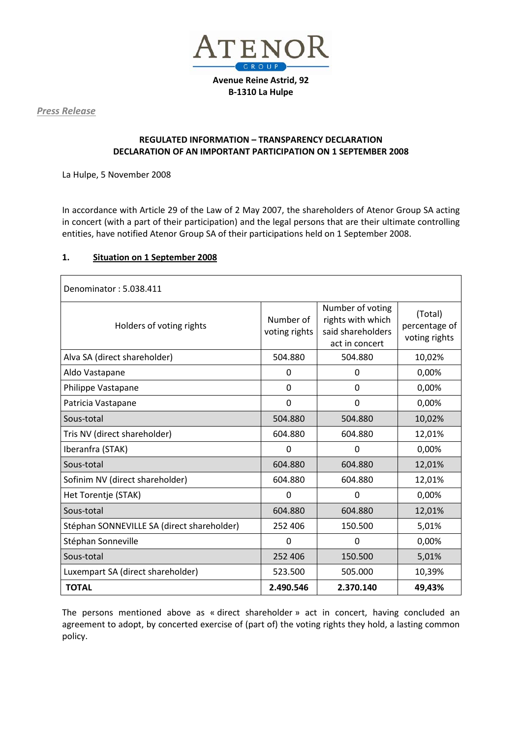**ATENOR GROUP**

**Avenue Reine Astrid, 92**
**B-1310 La Hulpe**

*Press Release*

**REGULATED INFORMATION – TRANSPARENCY DECLARATION**
**DECLARATION OF AN IMPORTANT PARTICIPATION ON 1 SEPTEMBER 2008**

La Hulpe, 5 November 2008

In accordance with Article 29 of the Law of 2 May 2007, the shareholders of Atenor Group SA acting in concert (with a part of their participation) and the legal persons that are their ultimate controlling entities, have notified Atenor Group SA of their participations held on 1 September 2008.

## 1. Situation on 1 September 2008

| Denominator : 5.038.411 | | | |
|---|---|---|---|
| Holders of voting rights | Number of voting rights | Number of voting rights with which said shareholders act in concert | (Total) percentage of voting rights |
| Alva SA (direct shareholder) | 504.880 | 504.880 | 10,02% |
| Aldo Vastapane | 0 | 0 | 0,00% |
| Philippe Vastapane | 0 | 0 | 0,00% |
| Patricia Vastapane | 0 | 0 | 0,00% |
| Sous-total | 504.880 | 504.880 | 10,02% |
| Tris NV (direct shareholder) | 604.880 | 604.880 | 12,01% |
| Iberanfra (STAK) | 0 | 0 | 0,00% |
| Sous-total | 604.880 | 604.880 | 12,01% |
| Sofinim NV (direct shareholder) | 604.880 | 604.880 | 12,01% |
| Het Torentje (STAK) | 0 | 0 | 0,00% |
| Sous-total | 604.880 | 604.880 | 12,01% |
| Stéphan SONNEVILLE SA (direct shareholder) | 252 406 | 150.500 | 5,01% |
| Stéphan Sonneville | 0 | 0 | 0,00% |
| Sous-total | 252 406 | 150.500 | 5,01% |
| Luxempart SA (direct shareholder) | 523.500 | 505.000 | 10,39% |
| **TOTAL** | **2.490.546** | **2.370.140** | **49,43%** |

The persons mentioned above as « direct shareholder » act in concert, having concluded an agreement to adopt, by concerted exercise of (part of) the voting rights they hold, a lasting common policy.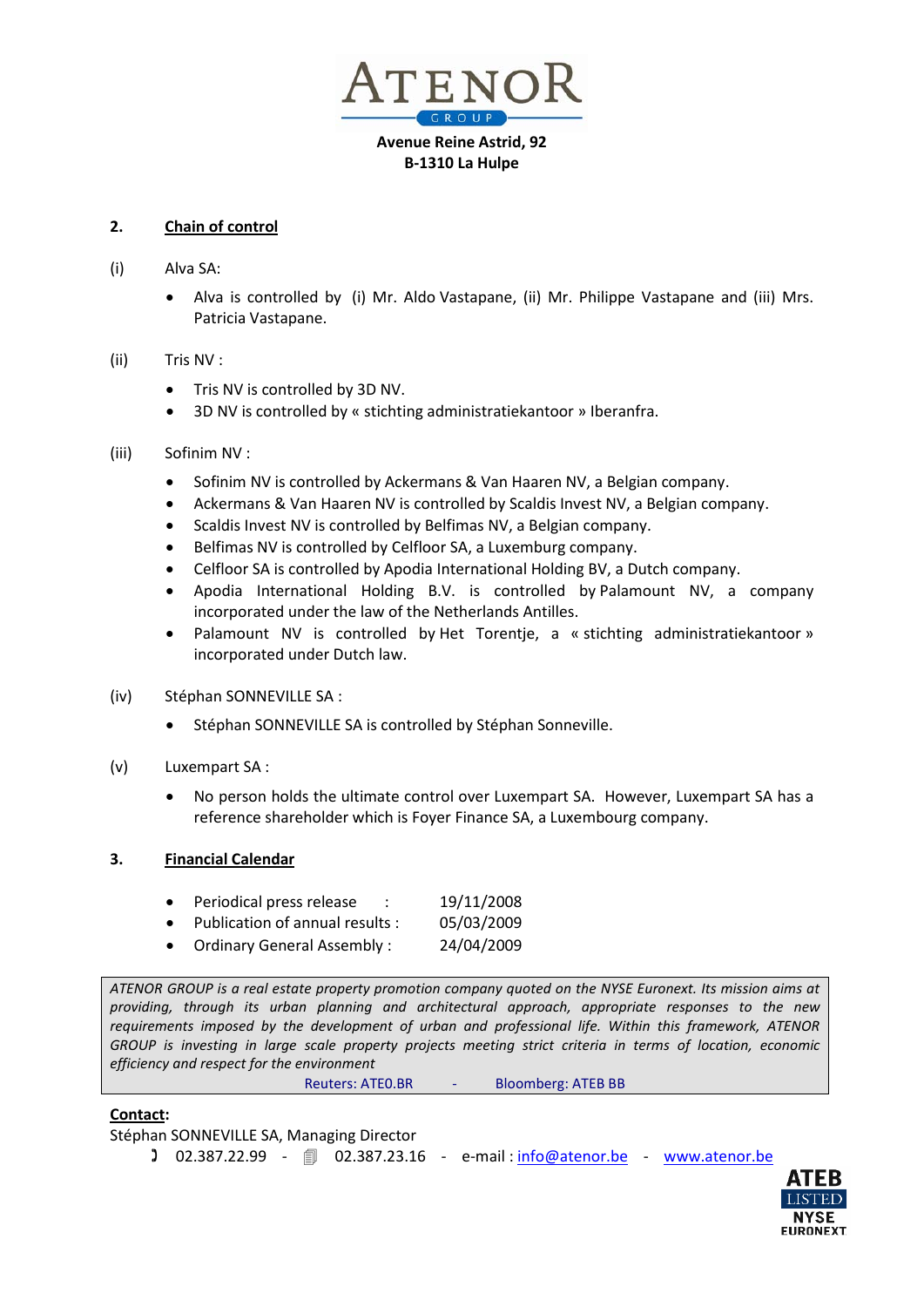**Avenue Reine Astrid, 92**
**B-1310 La Hulpe**

## 2. Chain of control

(i) Alva SA:

- Alva is controlled by (i) Mr. Aldo Vastapane, (ii) Mr. Philippe Vastapane and (iii) Mrs. Patricia Vastapane.

(ii) Tris NV :

- Tris NV is controlled by 3D NV.
- 3D NV is controlled by « stichting administratiekantoor » Iberanfra.

(iii) Sofinim NV :

- Sofinim NV is controlled by Ackermans & Van Haaren NV, a Belgian company.
- Ackermans & Van Haaren NV is controlled by Scaldis Invest NV, a Belgian company.
- Scaldis Invest NV is controlled by Belfimas NV, a Belgian company.
- Belfimas NV is controlled by Celfloor SA, a Luxemburg company.
- Celfloor SA is controlled by Apodia International Holding BV, a Dutch company.
- Apodia International Holding B.V. is controlled by Palamount NV, a company incorporated under the law of the Netherlands Antilles.
- Palamount NV is controlled by Het Torentje, a « stichting administratiekantoor » incorporated under Dutch law.

(iv) Stéphan SONNEVILLE SA :

- Stéphan SONNEVILLE SA is controlled by Stéphan Sonneville.

(v) Luxempart SA :

- No person holds the ultimate control over Luxempart SA. However, Luxempart SA has a reference shareholder which is Foyer Finance SA, a Luxembourg company.

## 3. Financial Calendar

- Periodical press release : 19/11/2008
- Publication of annual results : 05/03/2009
- Ordinary General Assembly : 24/04/2009

*ATENOR GROUP is a real estate property promotion company quoted on the NYSE Euronext. Its mission aims at providing, through its urban planning and architectural approach, appropriate responses to the new requirements imposed by the development of urban and professional life. Within this framework, ATENOR GROUP is investing in large scale property projects meeting strict criteria in terms of location, economic efficiency and respect for the environment*

Reuters: ATEO.BR - Bloomberg: ATEB BB

**Contact:**
Stéphan SONNEVILLE SA, Managing Director
02.387.22.99 - 02.387.23.16 - e-mail : info@atenor.be - www.atenor.be

ATEB LISTED NYSE EURONEXT